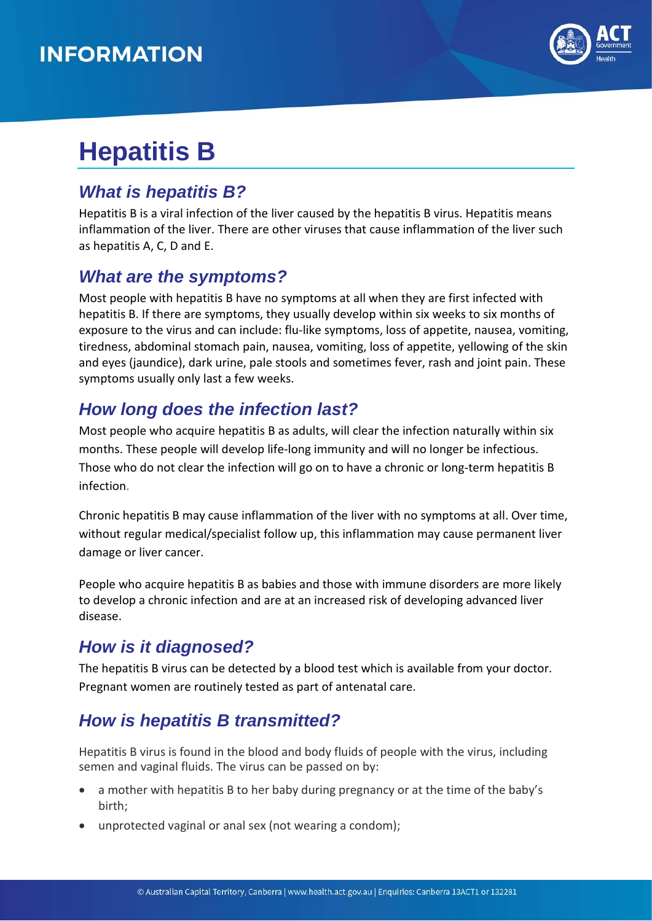# INFORMATION

# Hepatitis B

## What is hepatitis B?

Hepatitis B is a viral infection of the liver caused by the hepatitis B virus. Hepatitis means inflammation of the liver. There are other viruses that cause inflammation of the liver such as hepatitis A, C, D and E.

## What are the symptoms?

Most people with hepatitis B have no symptoms at all when they are first infected with hepatitis B. If there are symptoms, they usually develop within six weeks to six months of exposure to the virus and can include: flu-like symptoms, loss of appetite, nausea, vomiting, tiredness, abdominal stomach pain, nausea, vomiting, loss of appetite, yellowing of the skin and eyes (jaundice), dark urine, pale stools and sometimes fever, rash and joint pain. These symptoms usually only last a few weeks.

## How long does the infection last?

Most people who acquire hepatitis B as adults, will clear the infection naturally within six months. These people will develop life-long immunity and will no longer be infectious. Those who do not clear the infection will go on to have a chronic or long-term hepatitis B infection.

Chronic hepatitis B may cause inflammation of the liver with no symptoms at all. Over time, without regular medical/specialist follow up, this inflammation may cause permanent liver damage or liver cancer.

People who acquire hepatitis B as babies and those with immune disorders are more likely to develop a chronic infection and are at an increased risk of developing advanced liver disease.

## How is it diagnosed?

The hepatitis B virus can be detected by a blood test which is available from your doctor. Pregnant women are routinely tested as part of antenatal care.

## How is hepatitis B transmitted?

Hepatitis B virus is found in the blood and body fluids of people with the virus, including semen and vaginal fluids. The virus can be passed on by:

- a mother with hepatitis B to her baby during pregnancy or at the time of the baby's birth;
- unprotected vaginal or anal sex (not wearing a condom);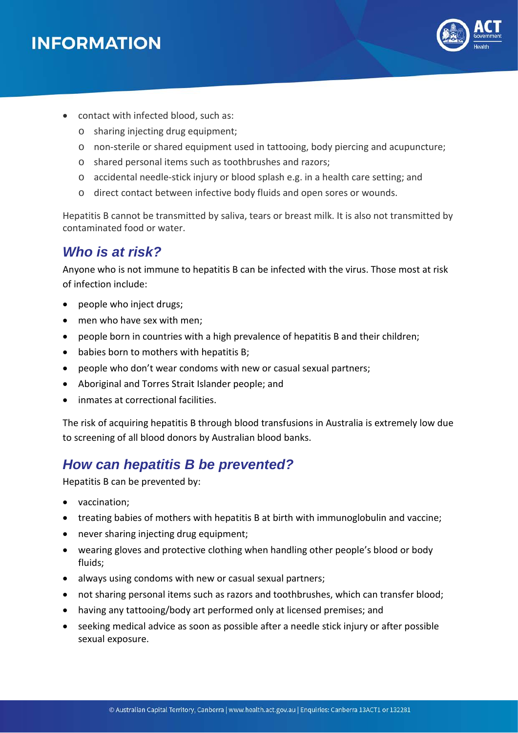- contact with infected blood, such as:
  - sharing injecting drug equipment;
  - non-sterile or shared equipment used in tattooing, body piercing and acupuncture;
  - shared personal items such as toothbrushes and razors;
  - accidental needle-stick injury or blood splash e.g. in a health care setting; and
  - direct contact between infective body fluids and open sores or wounds.

Hepatitis B cannot be transmitted by saliva, tears or breast milk. It is also not transmitted by contaminated food or water.

## *Who is at risk?*

Anyone who is not immune to hepatitis B can be infected with the virus. Those most at risk of infection include:

- people who inject drugs;
- men who have sex with men;
- people born in countries with a high prevalence of hepatitis B and their children;
- babies born to mothers with hepatitis B;
- people who don't wear condoms with new or casual sexual partners;
- Aboriginal and Torres Strait Islander people; and
- inmates at correctional facilities.

The risk of acquiring hepatitis B through blood transfusions in Australia is extremely low due to screening of all blood donors by Australian blood banks.

## *How can hepatitis B be prevented?*

Hepatitis B can be prevented by:

- vaccination;
- treating babies of mothers with hepatitis B at birth with immunoglobulin and vaccine;
- never sharing injecting drug equipment;
- wearing gloves and protective clothing when handling other people's blood or body fluids;
- always using condoms with new or casual sexual partners;
- not sharing personal items such as razors and toothbrushes, which can transfer blood;
- having any tattooing/body art performed only at licensed premises; and
- seeking medical advice as soon as possible after a needle stick injury or after possible sexual exposure.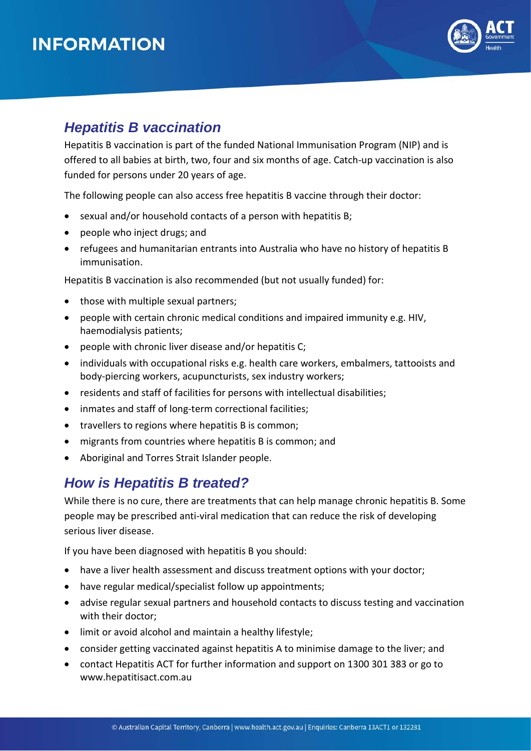## *Hepatitis B vaccination*

Hepatitis B vaccination is part of the funded National Immunisation Program (NIP) and is offered to all babies at birth, two, four and six months of age. Catch-up vaccination is also funded for persons under 20 years of age.

The following people can also access free hepatitis B vaccine through their doctor:

- sexual and/or household contacts of a person with hepatitis B;
- people who inject drugs; and
- refugees and humanitarian entrants into Australia who have no history of hepatitis B immunisation.

Hepatitis B vaccination is also recommended (but not usually funded) for:

- those with multiple sexual partners;
- people with certain chronic medical conditions and impaired immunity e.g. HIV, haemodialysis patients;
- people with chronic liver disease and/or hepatitis C;
- individuals with occupational risks e.g. health care workers, embalmers, tattooists and body-piercing workers, acupuncturists, sex industry workers;
- residents and staff of facilities for persons with intellectual disabilities;
- inmates and staff of long-term correctional facilities;
- travellers to regions where hepatitis B is common;
- migrants from countries where hepatitis B is common; and
- Aboriginal and Torres Strait Islander people.

## *How is Hepatitis B treated?*

While there is no cure, there are treatments that can help manage chronic hepatitis B. Some people may be prescribed anti-viral medication that can reduce the risk of developing serious liver disease.

If you have been diagnosed with hepatitis B you should:

- have a liver health assessment and discuss treatment options with your doctor;
- have regular medical/specialist follow up appointments;
- advise regular sexual partners and household contacts to discuss testing and vaccination with their doctor;
- limit or avoid alcohol and maintain a healthy lifestyle;
- consider getting vaccinated against hepatitis A to minimise damage to the liver; and
- contact Hepatitis ACT for further information and support on 1300 301 383 or go to www.hepatitisact.com.au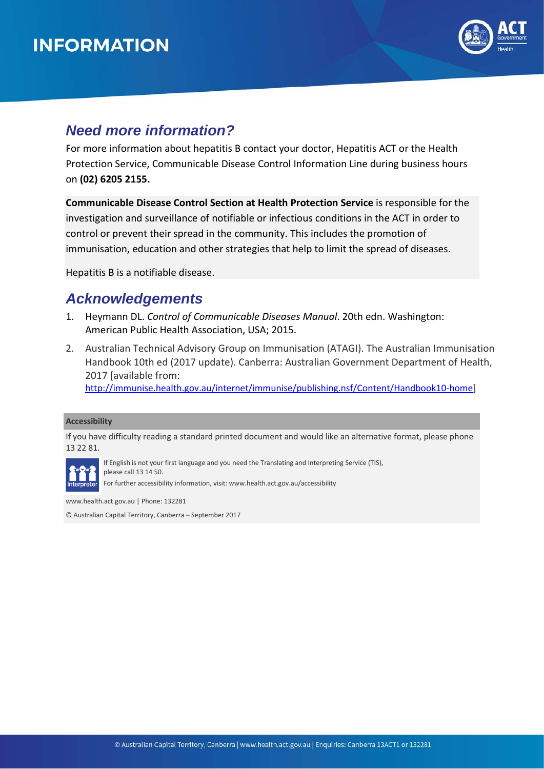## *Need more information?*

For more information about hepatitis B contact your doctor, Hepatitis ACT or the Health Protection Service, Communicable Disease Control Information Line during business hours on **(02) 6205 2155.**

**Communicable Disease Control Section at Health Protection Service** is responsible for the investigation and surveillance of notifiable or infectious conditions in the ACT in order to control or prevent their spread in the community. This includes the promotion of immunisation, education and other strategies that help to limit the spread of diseases.

Hepatitis B is a notifiable disease.

## *Acknowledgements*

1. Heymann DL. *Control of Communicable Diseases Manual*. 20th edn. Washington: American Public Health Association, USA; 2015.
2. Australian Technical Advisory Group on Immunisation (ATAGI). The Australian Immunisation Handbook 10th ed (2017 update). Canberra: Australian Government Department of Health, 2017 [available from: http://immunise.health.gov.au/internet/immunise/publishing.nsf/Content/Handbook10-home]

**Accessibility**

If you have difficulty reading a standard printed document and would like an alternative format, please phone 13 22 81.

If English is not your first language and you need the Translating and Interpreting Service (TIS), please call 13 14 50.

For further accessibility information, visit: www.health.act.gov.au/accessibility

www.health.act.gov.au | Phone: 132281

© Australian Capital Territory, Canberra – September 2017